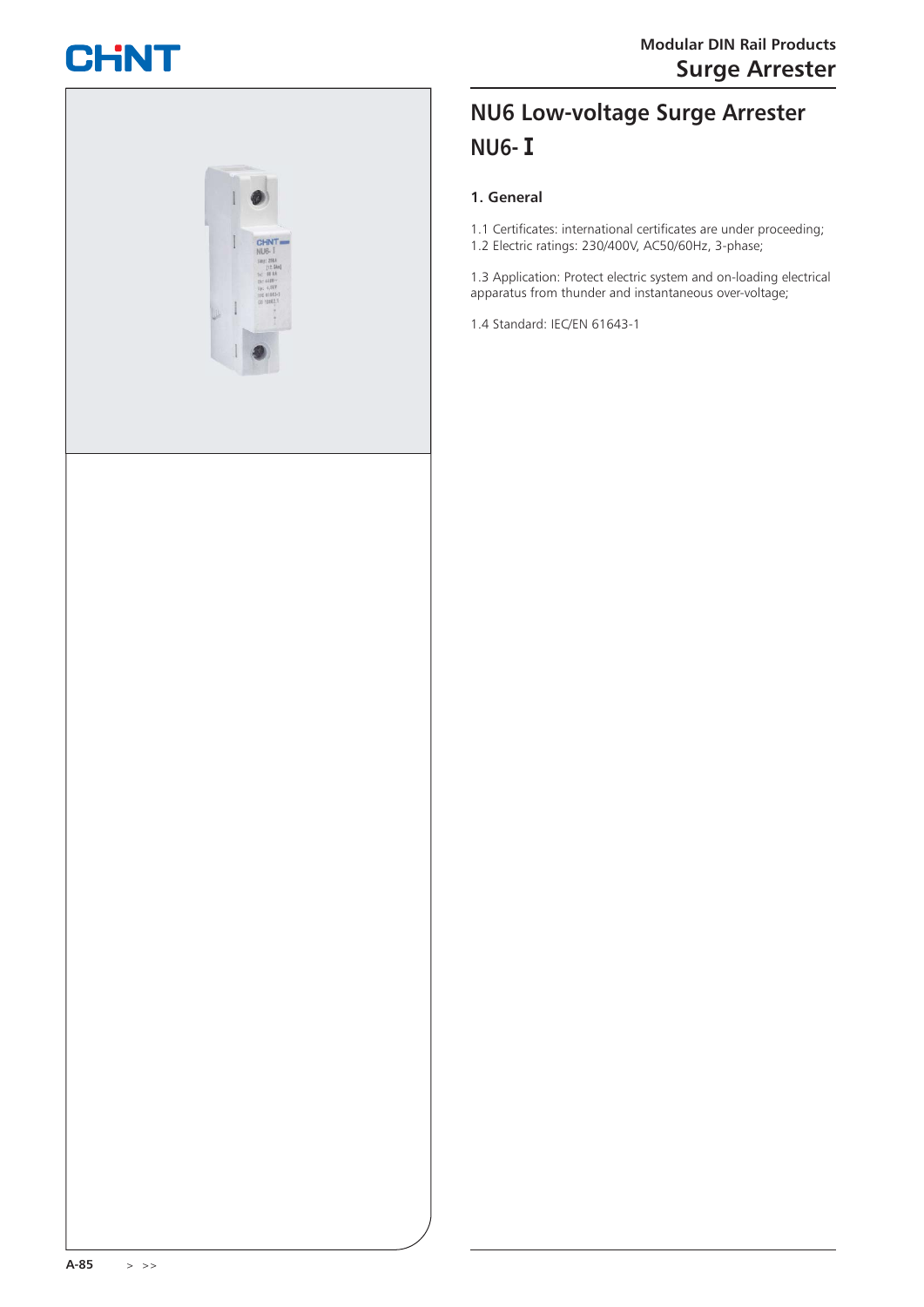# NU6 Low-voltage Surge Arrester

## NU6-Ⅰ

### 1. General

1.1 Certificates: international certificates are under proceeding;
1.2 Electric ratings: 230/400V, AC50/60Hz, 3-phase;

1.3 Application: Protect electric system and on-loading electrical apparatus from thunder and instantaneous over-voltage;

1.4 Standard: IEC/EN 61643-1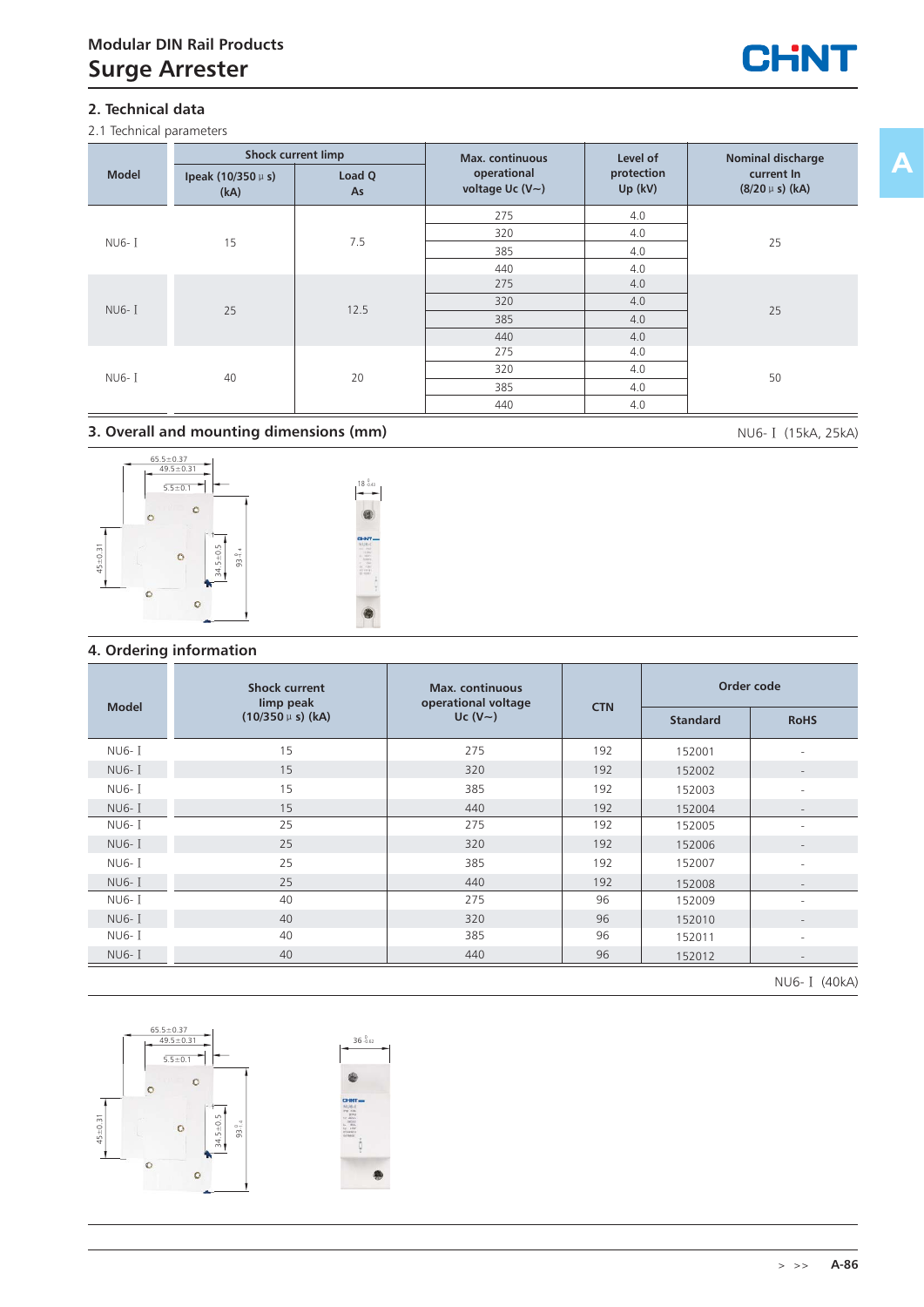## 2. Technical data

2.1 Technical parameters

| Model | Shock current limp | | Max. continuous operational voltage Uc (V~) | Level of protection Up (kV) | Nominal discharge current In (8/20 μ s) (kA) |
|---|---|---|---|---|---|
| | Ipeak (10/350 μ s) (kA) | Load Q As | | | |
| NU6- Ⅰ | 15 | 7.5 | 275 | 4.0 | 25 |
| | | | 320 | 4.0 | |
| | | | 385 | 4.0 | |
| | | | 440 | 4.0 | |
| NU6- Ⅰ | 25 | 12.5 | 275 | 4.0 | 25 |
| | | | 320 | 4.0 | |
| | | | 385 | 4.0 | |
| | | | 440 | 4.0 | |
| NU6- Ⅰ | 40 | 20 | 275 | 4.0 | 50 |
| | | | 320 | 4.0 | |
| | | | 385 | 4.0 | |
| | | | 440 | 4.0 | |

## 3. Overall and mounting dimensions (mm)

NU6- Ⅰ (15kA, 25kA)

65.5±0.37
49.5±0.31
5.5±0.1
45±0.31
34.5±0.5
93 $^{0}_{-1.4}$
18 $^{0}_{-0.43}$

## 4. Ordering information

| Model | Shock current limp peak (10/350 μ s) (kA) | Max. continuous operational voltage Uc (V~) | CTN | Order code | |
|---|---|---|---|---|---|
| | | | | Standard | RoHS |
| NU6- Ⅰ | 15 | 275 | 192 | 152001 | - |
| NU6- Ⅰ | 15 | 320 | 192 | 152002 | - |
| NU6- Ⅰ | 15 | 385 | 192 | 152003 | - |
| NU6- Ⅰ | 15 | 440 | 192 | 152004 | - |
| NU6- Ⅰ | 25 | 275 | 192 | 152005 | - |
| NU6- Ⅰ | 25 | 320 | 192 | 152006 | - |
| NU6- Ⅰ | 25 | 385 | 192 | 152007 | - |
| NU6- Ⅰ | 25 | 440 | 192 | 152008 | - |
| NU6- Ⅰ | 40 | 275 | 96 | 152009 | - |
| NU6- Ⅰ | 40 | 320 | 96 | 152010 | - |
| NU6- Ⅰ | 40 | 385 | 96 | 152011 | - |
| NU6- Ⅰ | 40 | 440 | 96 | 152012 | - |

NU6- Ⅰ (40kA)

65.5±0.37
49.5±0.31
5.5±0.1
45±0.31
34.5±0.5
93 $^{0}_{-1.4}$
36 $^{0}_{-0.62}$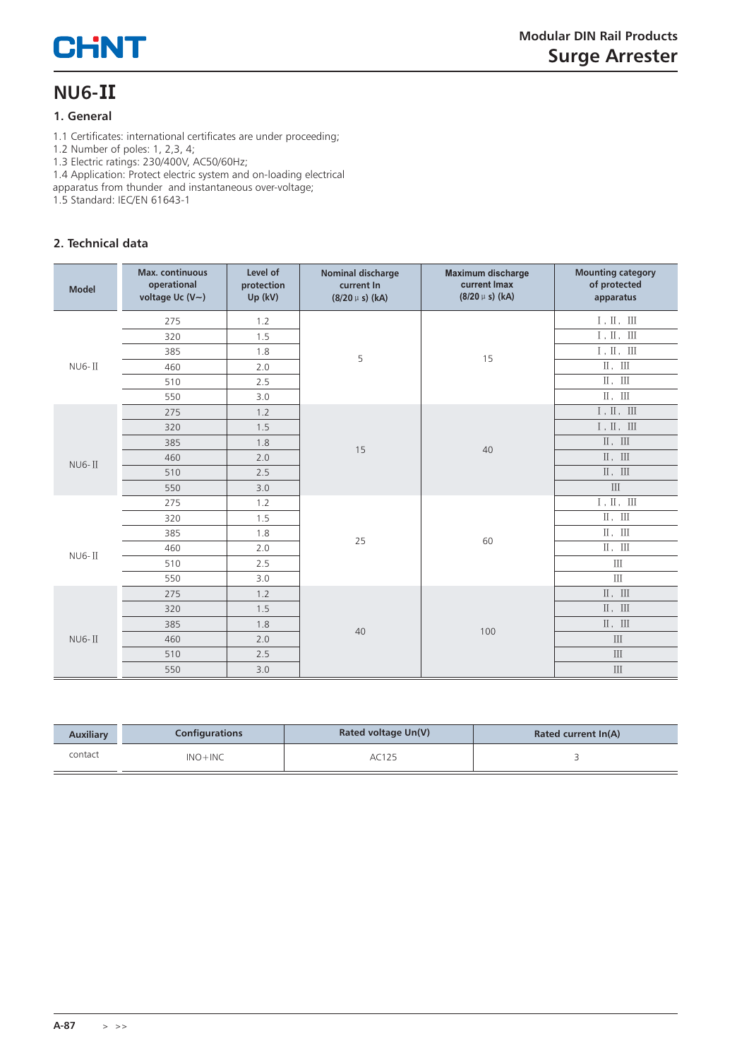# NU6-II

## 1. General

1.1 Certificates: international certificates are under proceeding;
1.2 Number of poles: 1, 2,3, 4;
1.3 Electric ratings: 230/400V, AC50/60Hz;
1.4 Application: Protect electric system and on-loading electrical apparatus from thunder and instantaneous over-voltage;
1.5 Standard: IEC/EN 61643-1

## 2. Technical data

| Model | Max. continuous operational voltage Uc (V~) | Level of protection Up (kV) | Nominal discharge current In (8/20μs) (kA) | Maximum discharge current Imax (8/20μs) (kA) | Mounting category of protected apparatus |
|---|---|---|---|---|---|
| NU6-II | 275 | 1.2 | 5 | 15 | I, II, III |
| | 320 | 1.5 | | | I, II, III |
| | 385 | 1.8 | | | I, II, III |
| | 460 | 2.0 | | | II, III |
| | 510 | 2.5 | | | II, III |
| | 550 | 3.0 | | | II, III |
| NU6-II | 275 | 1.2 | 15 | 40 | I, II, III |
| | 320 | 1.5 | | | I, II, III |
| | 385 | 1.8 | | | II, III |
| | 460 | 2.0 | | | II, III |
| | 510 | 2.5 | | | II, III |
| | 550 | 3.0 | | | III |
| NU6-II | 275 | 1.2 | 25 | 60 | I, II, III |
| | 320 | 1.5 | | | II, III |
| | 385 | 1.8 | | | II, III |
| | 460 | 2.0 | | | II, III |
| | 510 | 2.5 | | | III |
| | 550 | 3.0 | | | III |
| NU6-II | 275 | 1.2 | 40 | 100 | II, III |
| | 320 | 1.5 | | | II, III |
| | 385 | 1.8 | | | II, III |
| | 460 | 2.0 | | | III |
| | 510 | 2.5 | | | III |
| | 550 | 3.0 | | | III |

| Auxiliary | Configurations | Rated voltage Un(V) | Rated current In(A) |
|---|---|---|---|
| contact | INO+INC | AC125 | 3 |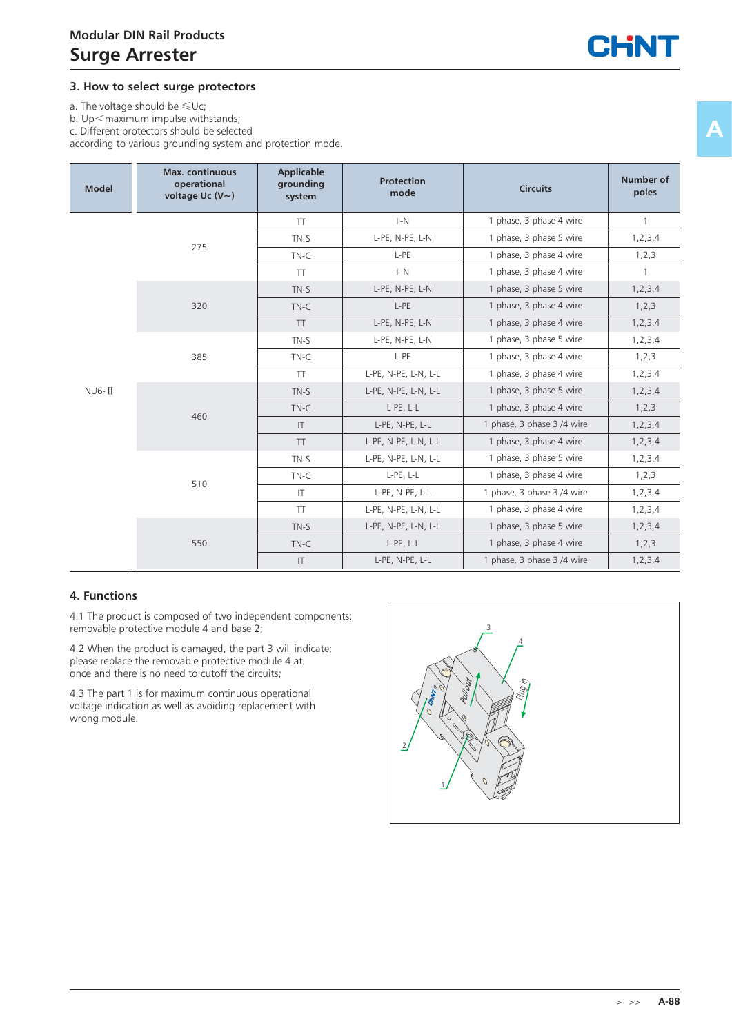### 3. How to select surge protectors

a. The voltage should be ≤Uc;
b. Up<maximum impulse withstands;
c. Different protectors should be selected
according to various grounding system and protection mode.

| Model | Max. continuous operational voltage Uc (V~) | Applicable grounding system | Protection mode | Circuits | Number of poles |
|---|---|---|---|---|---|
| NU6-Ⅱ | 275 | TT | L-N | 1 phase, 3 phase 4 wire | 1 |
| | | TN-S | L-PE, N-PE, L-N | 1 phase, 3 phase 5 wire | 1,2,3,4 |
| | | TN-C | L-PE | 1 phase, 3 phase 4 wire | 1,2,3 |
| | 320 | TT | L-N | 1 phase, 3 phase 4 wire | 1 |
| | | TN-S | L-PE, N-PE, L-N | 1 phase, 3 phase 5 wire | 1,2,3,4 |
| | | TN-C | L-PE | 1 phase, 3 phase 4 wire | 1,2,3 |
| | 385 | TT | L-PE, N-PE, L-N | 1 phase, 3 phase 4 wire | 1,2,3,4 |
| | | TN-S | L-PE, N-PE, L-N | 1 phase, 3 phase 5 wire | 1,2,3,4 |
| | | TN-C | L-PE | 1 phase, 3 phase 4 wire | 1,2,3 |
| | 460 | TT | L-PE, N-PE, L-N, L-L | 1 phase, 3 phase 4 wire | 1,2,3,4 |
| | | TN-S | L-PE, N-PE, L-N, L-L | 1 phase, 3 phase 5 wire | 1,2,3,4 |
| | | TN-C | L-PE, L-L | 1 phase, 3 phase 4 wire | 1,2,3 |
| | | IT | L-PE, N-PE, L-L | 1 phase, 3 phase 3 /4 wire | 1,2,3,4 |
| | 510 | TT | L-PE, N-PE, L-N, L-L | 1 phase, 3 phase 4 wire | 1,2,3,4 |
| | | TN-S | L-PE, N-PE, L-N, L-L | 1 phase, 3 phase 5 wire | 1,2,3,4 |
| | | TN-C | L-PE, L-L | 1 phase, 3 phase 4 wire | 1,2,3 |
| | | IT | L-PE, N-PE, L-L | 1 phase, 3 phase 3 /4 wire | 1,2,3,4 |
| | 550 | TT | L-PE, N-PE, L-N, L-L | 1 phase, 3 phase 4 wire | 1,2,3,4 |
| | | TN-S | L-PE, N-PE, L-N, L-L | 1 phase, 3 phase 5 wire | 1,2,3,4 |
| | | TN-C | L-PE, L-L | 1 phase, 3 phase 4 wire | 1,2,3 |
| | | IT | L-PE, N-PE, L-L | 1 phase, 3 phase 3 /4 wire | 1,2,3,4 |

### 4. Functions

4.1 The product is composed of two independent components: removable protective module 4 and base 2;

4.2 When the product is damaged, the part 3 will indicate; please replace the removable protective module 4 at once and there is no need to cutoff the circuits;

4.3 The part 1 is for maximum continuous operational voltage indication as well as avoiding replacement with wrong module.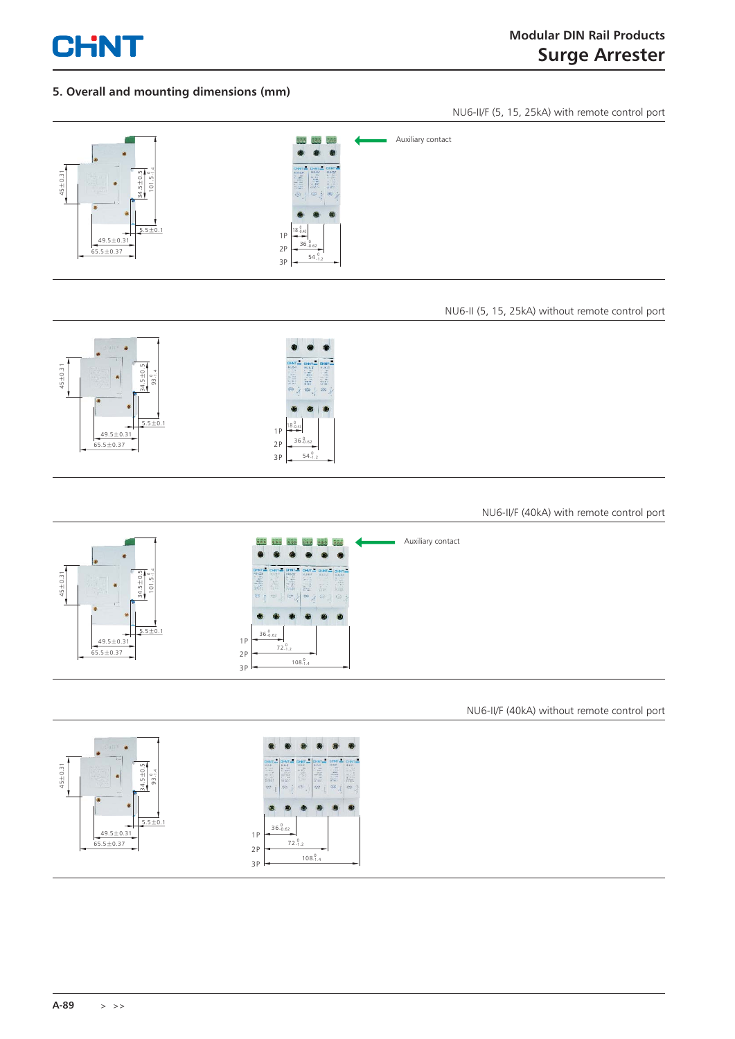## 5. Overall and mounting dimensions (mm)

NU6-II/F (5, 15, 25kA) with remote control port

45±0.31
34.5±0.5
$101.5^{0}_{-1.4}$
5.5±0.1
49.5±0.31
65.5±0.37

Auxiliary contact

1P $18^{0}_{-0.43}$
2P $36^{0}_{-0.62}$
3P $54^{0}_{-1.2}$

NU6-II (5, 15, 25kA) without remote control port

45±0.31
34.5±0.5
$93^{0}_{-1.4}$
5.5±0.1
49.5±0.31
65.5±0.37

1P $18^{0}_{-0.43}$
2P $36^{0}_{-0.62}$
3P $54^{0}_{-1.2}$

NU6-II/F (40kA) with remote control port

45±0.31
34.5±0.5
$101.5^{0}_{-1.4}$
5.5±0.1
49.5±0.31
65.5±0.37

Auxiliary contact

1P $36^{0}_{-0.62}$
2P $72^{0}_{-1.2}$
3P $108^{0}_{-1.4}$

NU6-II/F (40kA) without remote control port

45±0.31
34.5±0.5
$93^{0}_{-1.4}$
5.5±0.1
49.5±0.31
65.5±0.37

1P $36^{0}_{-0.62}$
2P $72^{0}_{-1.2}$
3P $108^{0}_{-1.4}$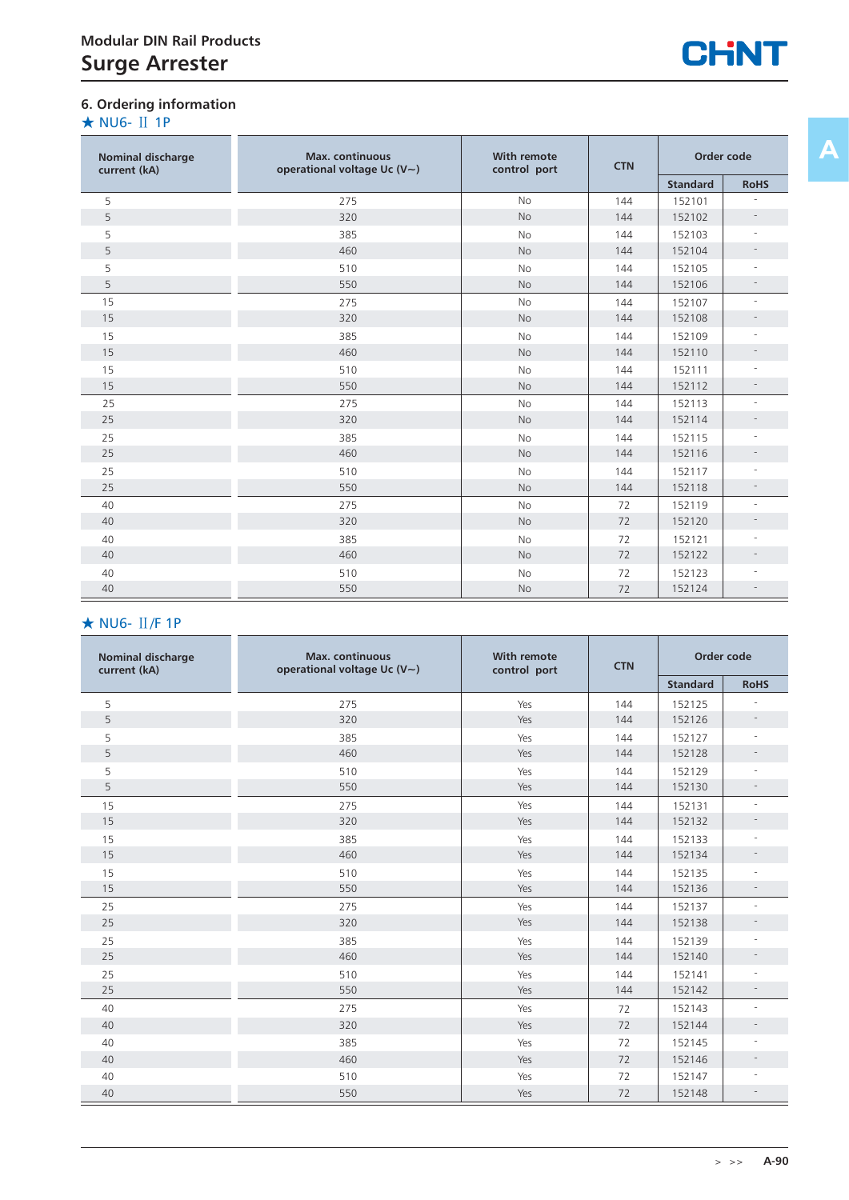## 6. Ordering information

★ NU6- Ⅱ 1P

| Nominal discharge current (kA) | Max. continuous operational voltage Uc (V~) | With remote control port | CTN | Order code | |
|---|---|---|---|---|---|
| | | | | Standard | RoHS |
| 5 | 275 | No | 144 | 152101 | - |
| 5 | 320 | No | 144 | 152102 | - |
| 5 | 385 | No | 144 | 152103 | - |
| 5 | 460 | No | 144 | 152104 | - |
| 5 | 510 | No | 144 | 152105 | - |
| 5 | 550 | No | 144 | 152106 | - |
| 15 | 275 | No | 144 | 152107 | - |
| 15 | 320 | No | 144 | 152108 | - |
| 15 | 385 | No | 144 | 152109 | - |
| 15 | 460 | No | 144 | 152110 | - |
| 15 | 510 | No | 144 | 152111 | - |
| 15 | 550 | No | 144 | 152112 | - |
| 25 | 275 | No | 144 | 152113 | - |
| 25 | 320 | No | 144 | 152114 | - |
| 25 | 385 | No | 144 | 152115 | - |
| 25 | 460 | No | 144 | 152116 | - |
| 25 | 510 | No | 144 | 152117 | - |
| 25 | 550 | No | 144 | 152118 | - |
| 40 | 275 | No | 72 | 152119 | - |
| 40 | 320 | No | 72 | 152120 | - |
| 40 | 385 | No | 72 | 152121 | - |
| 40 | 460 | No | 72 | 152122 | - |
| 40 | 510 | No | 72 | 152123 | - |
| 40 | 550 | No | 72 | 152124 | - |

★ NU6- Ⅱ/F 1P

| Nominal discharge current (kA) | Max. continuous operational voltage Uc (V~) | With remote control port | CTN | Order code | |
|---|---|---|---|---|---|
| | | | | Standard | RoHS |
| 5 | 275 | Yes | 144 | 152125 | - |
| 5 | 320 | Yes | 144 | 152126 | - |
| 5 | 385 | Yes | 144 | 152127 | - |
| 5 | 460 | Yes | 144 | 152128 | - |
| 5 | 510 | Yes | 144 | 152129 | - |
| 5 | 550 | Yes | 144 | 152130 | - |
| 15 | 275 | Yes | 144 | 152131 | - |
| 15 | 320 | Yes | 144 | 152132 | - |
| 15 | 385 | Yes | 144 | 152133 | - |
| 15 | 460 | Yes | 144 | 152134 | - |
| 15 | 510 | Yes | 144 | 152135 | - |
| 15 | 550 | Yes | 144 | 152136 | - |
| 25 | 275 | Yes | 144 | 152137 | - |
| 25 | 320 | Yes | 144 | 152138 | - |
| 25 | 385 | Yes | 144 | 152139 | - |
| 25 | 460 | Yes | 144 | 152140 | - |
| 25 | 510 | Yes | 144 | 152141 | - |
| 25 | 550 | Yes | 144 | 152142 | - |
| 40 | 275 | Yes | 72 | 152143 | - |
| 40 | 320 | Yes | 72 | 152144 | - |
| 40 | 385 | Yes | 72 | 152145 | - |
| 40 | 460 | Yes | 72 | 152146 | - |
| 40 | 510 | Yes | 72 | 152147 | - |
| 40 | 550 | Yes | 72 | 152148 | - |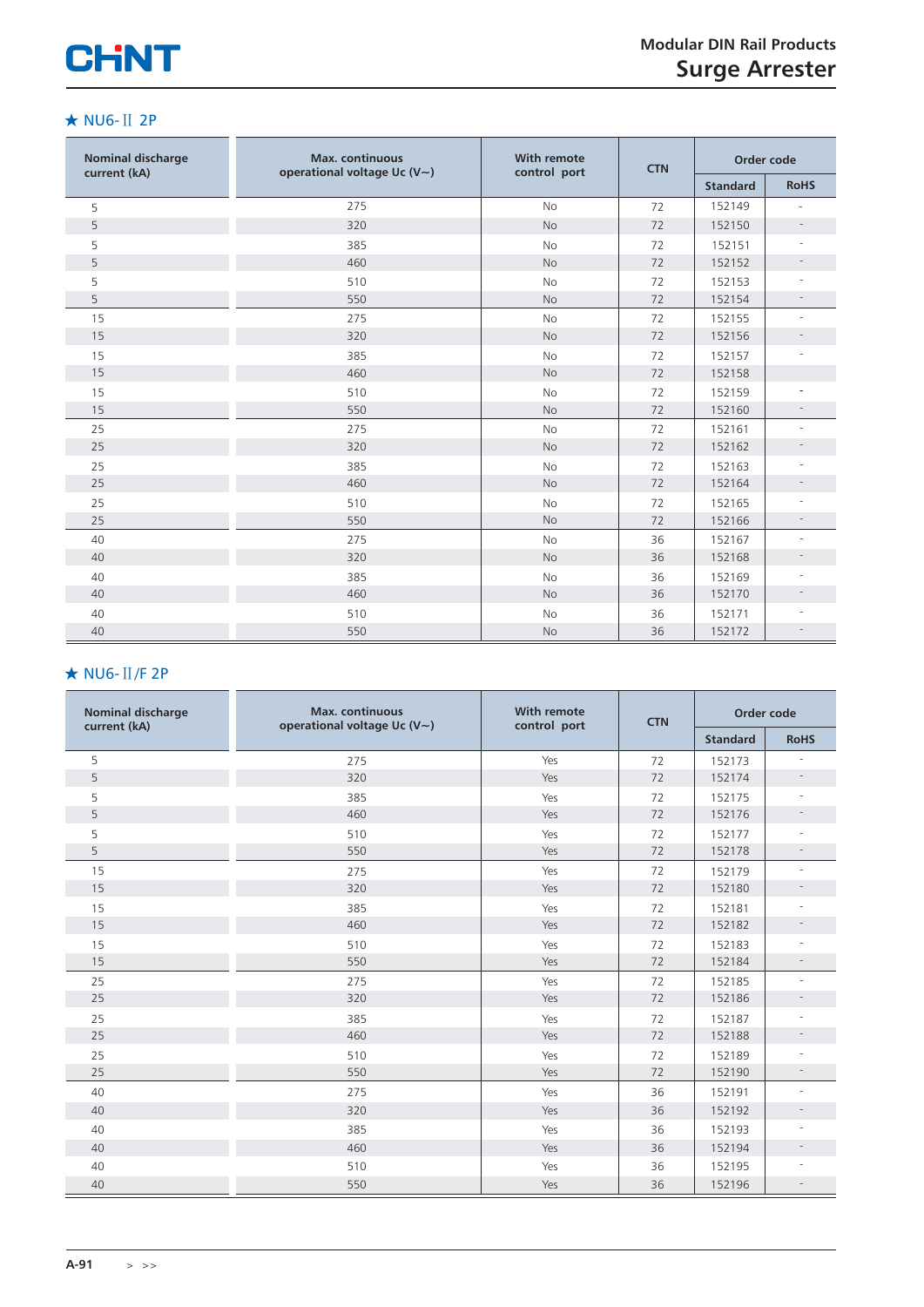★ NU6-Ⅱ 2P

| Nominal discharge current (kA) | Max. continuous operational voltage Uc (V~) | With remote control port | CTN | Order code | |
|---|---|---|---|---|---|
| | | | | Standard | RoHS |
| 5 | 275 | No | 72 | 152149 | - |
| 5 | 320 | No | 72 | 152150 | - |
| 5 | 385 | No | 72 | 152151 | - |
| 5 | 460 | No | 72 | 152152 | - |
| 5 | 510 | No | 72 | 152153 | - |
| 5 | 550 | No | 72 | 152154 | - |
| 15 | 275 | No | 72 | 152155 | - |
| 15 | 320 | No | 72 | 152156 | - |
| 15 | 385 | No | 72 | 152157 | - |
| 15 | 460 | No | 72 | 152158 | |
| 15 | 510 | No | 72 | 152159 | - |
| 15 | 550 | No | 72 | 152160 | - |
| 25 | 275 | No | 72 | 152161 | - |
| 25 | 320 | No | 72 | 152162 | - |
| 25 | 385 | No | 72 | 152163 | - |
| 25 | 460 | No | 72 | 152164 | - |
| 25 | 510 | No | 72 | 152165 | - |
| 25 | 550 | No | 72 | 152166 | - |
| 40 | 275 | No | 36 | 152167 | - |
| 40 | 320 | No | 36 | 152168 | - |
| 40 | 385 | No | 36 | 152169 | - |
| 40 | 460 | No | 36 | 152170 | - |
| 40 | 510 | No | 36 | 152171 | - |
| 40 | 550 | No | 36 | 152172 | - |

★ NU6-Ⅱ/F 2P

| Nominal discharge current (kA) | Max. continuous operational voltage Uc (V~) | With remote control port | CTN | Order code | |
|---|---|---|---|---|---|
| | | | | Standard | RoHS |
| 5 | 275 | Yes | 72 | 152173 | - |
| 5 | 320 | Yes | 72 | 152174 | - |
| 5 | 385 | Yes | 72 | 152175 | - |
| 5 | 460 | Yes | 72 | 152176 | - |
| 5 | 510 | Yes | 72 | 152177 | - |
| 5 | 550 | Yes | 72 | 152178 | - |
| 15 | 275 | Yes | 72 | 152179 | - |
| 15 | 320 | Yes | 72 | 152180 | - |
| 15 | 385 | Yes | 72 | 152181 | - |
| 15 | 460 | Yes | 72 | 152182 | - |
| 15 | 510 | Yes | 72 | 152183 | - |
| 15 | 550 | Yes | 72 | 152184 | - |
| 25 | 275 | Yes | 72 | 152185 | - |
| 25 | 320 | Yes | 72 | 152186 | - |
| 25 | 385 | Yes | 72 | 152187 | - |
| 25 | 460 | Yes | 72 | 152188 | - |
| 25 | 510 | Yes | 72 | 152189 | - |
| 25 | 550 | Yes | 72 | 152190 | - |
| 40 | 275 | Yes | 36 | 152191 | - |
| 40 | 320 | Yes | 36 | 152192 | - |
| 40 | 385 | Yes | 36 | 152193 | - |
| 40 | 460 | Yes | 36 | 152194 | - |
| 40 | 510 | Yes | 36 | 152195 | - |
| 40 | 550 | Yes | 36 | 152196 | - |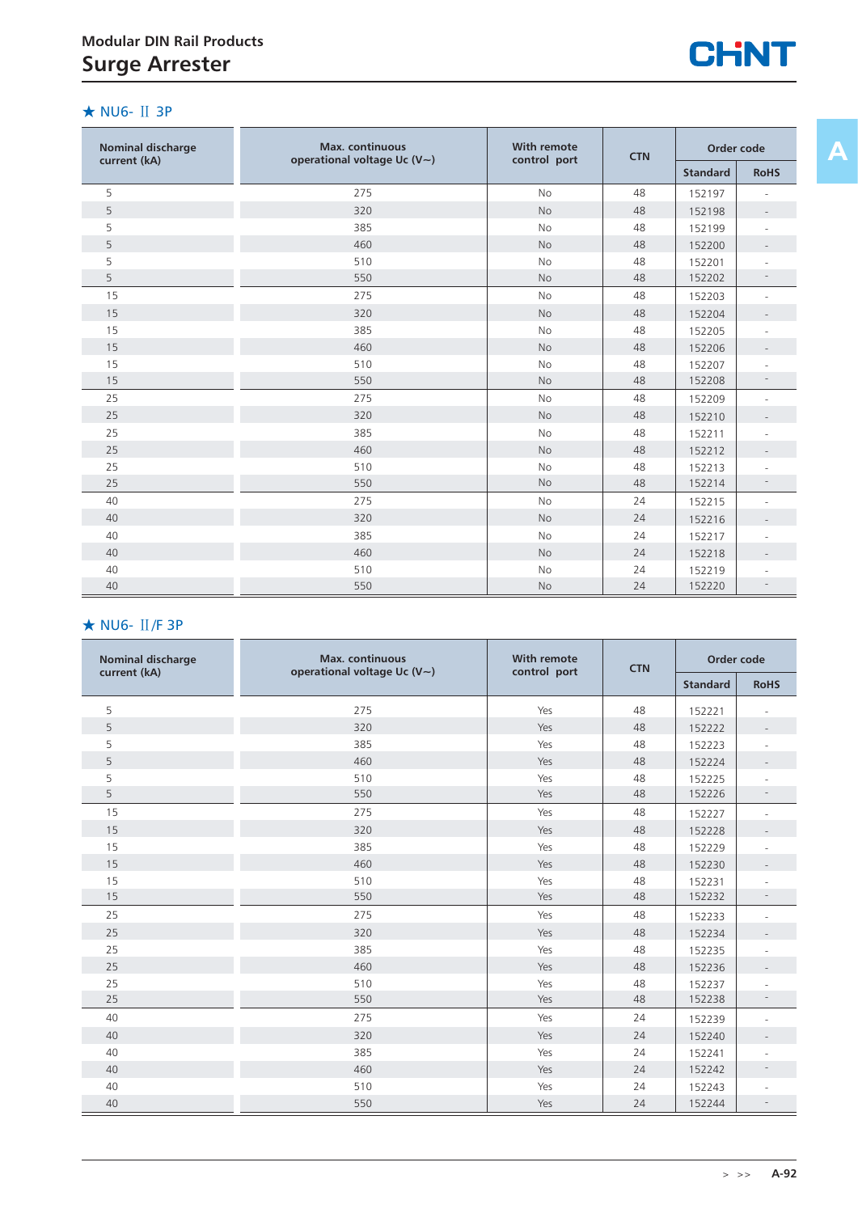# Surge Arrester

### ★ NU6- Ⅱ 3P

| Nominal discharge current (kA) | Max. continuous operational voltage Uc (V~) | With remote control port | CTN | Order code | |
|---|---|---|---|---|---|
| | | | | Standard | RoHS |
| 5 | 275 | No | 48 | 152197 | - |
| 5 | 320 | No | 48 | 152198 | - |
| 5 | 385 | No | 48 | 152199 | - |
| 5 | 460 | No | 48 | 152200 | - |
| 5 | 510 | No | 48 | 152201 | - |
| 5 | 550 | No | 48 | 152202 | - |
| 15 | 275 | No | 48 | 152203 | - |
| 15 | 320 | No | 48 | 152204 | - |
| 15 | 385 | No | 48 | 152205 | - |
| 15 | 460 | No | 48 | 152206 | - |
| 15 | 510 | No | 48 | 152207 | - |
| 15 | 550 | No | 48 | 152208 | - |
| 25 | 275 | No | 48 | 152209 | - |
| 25 | 320 | No | 48 | 152210 | - |
| 25 | 385 | No | 48 | 152211 | - |
| 25 | 460 | No | 48 | 152212 | - |
| 25 | 510 | No | 48 | 152213 | - |
| 25 | 550 | No | 48 | 152214 | - |
| 40 | 275 | No | 24 | 152215 | - |
| 40 | 320 | No | 24 | 152216 | - |
| 40 | 385 | No | 24 | 152217 | - |
| 40 | 460 | No | 24 | 152218 | - |
| 40 | 510 | No | 24 | 152219 | - |
| 40 | 550 | No | 24 | 152220 | - |

### ★ NU6- Ⅱ/F 3P

| Nominal discharge current (kA) | Max. continuous operational voltage Uc (V~) | With remote control port | CTN | Order code | |
|---|---|---|---|---|---|
| | | | | Standard | RoHS |
| 5 | 275 | Yes | 48 | 152221 | - |
| 5 | 320 | Yes | 48 | 152222 | - |
| 5 | 385 | Yes | 48 | 152223 | - |
| 5 | 460 | Yes | 48 | 152224 | - |
| 5 | 510 | Yes | 48 | 152225 | - |
| 5 | 550 | Yes | 48 | 152226 | - |
| 15 | 275 | Yes | 48 | 152227 | - |
| 15 | 320 | Yes | 48 | 152228 | - |
| 15 | 385 | Yes | 48 | 152229 | - |
| 15 | 460 | Yes | 48 | 152230 | - |
| 15 | 510 | Yes | 48 | 152231 | - |
| 15 | 550 | Yes | 48 | 152232 | - |
| 25 | 275 | Yes | 48 | 152233 | - |
| 25 | 320 | Yes | 48 | 152234 | - |
| 25 | 385 | Yes | 48 | 152235 | - |
| 25 | 460 | Yes | 48 | 152236 | - |
| 25 | 510 | Yes | 48 | 152237 | - |
| 25 | 550 | Yes | 48 | 152238 | - |
| 40 | 275 | Yes | 24 | 152239 | - |
| 40 | 320 | Yes | 24 | 152240 | - |
| 40 | 385 | Yes | 24 | 152241 | - |
| 40 | 460 | Yes | 24 | 152242 | - |
| 40 | 510 | Yes | 24 | 152243 | - |
| 40 | 550 | Yes | 24 | 152244 | - |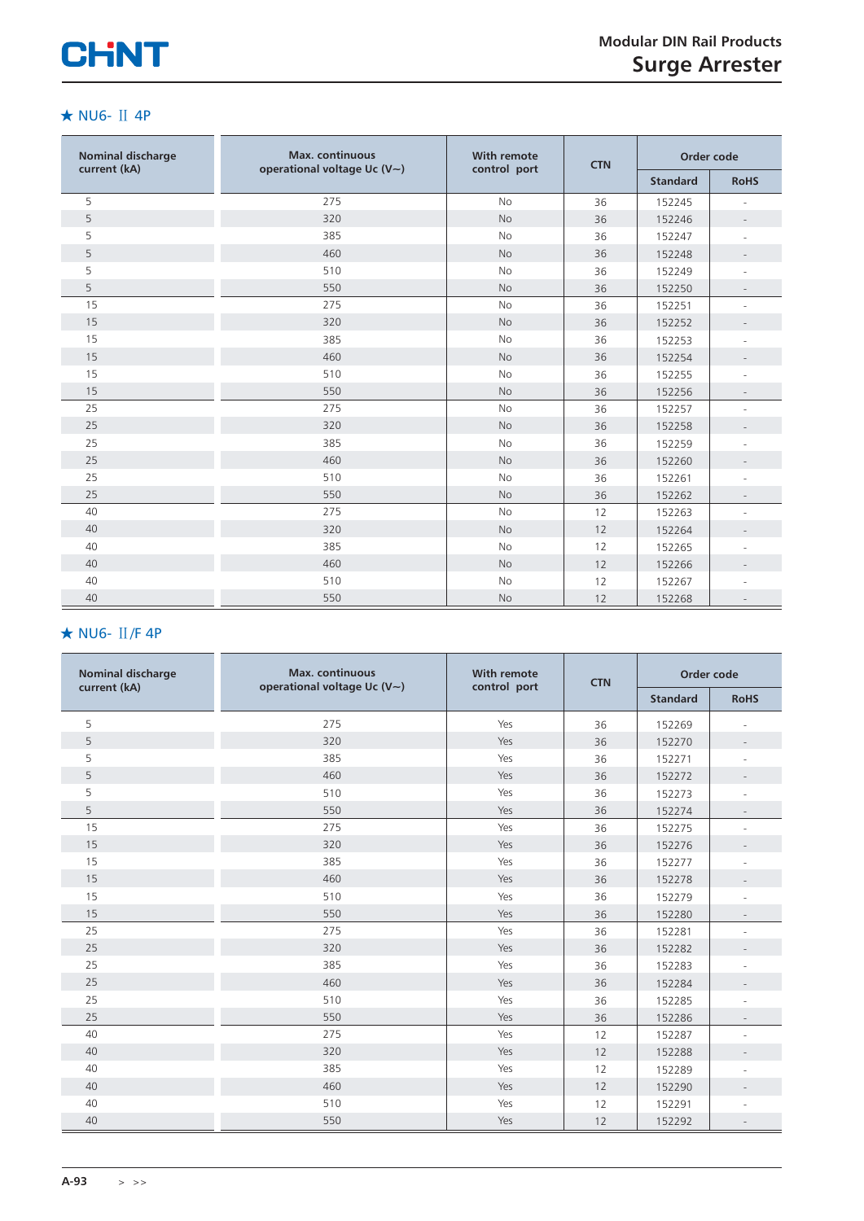## ★ NU6- Ⅱ 4P

| Nominal discharge current (kA) | Max. continuous operational voltage Uc (V~) | With remote control port | CTN | Order code | |
|---|---|---|---|---|---|
| | | | | Standard | RoHS |
| 5 | 275 | No | 36 | 152245 | - |
| 5 | 320 | No | 36 | 152246 | - |
| 5 | 385 | No | 36 | 152247 | - |
| 5 | 460 | No | 36 | 152248 | - |
| 5 | 510 | No | 36 | 152249 | - |
| 5 | 550 | No | 36 | 152250 | - |
| 15 | 275 | No | 36 | 152251 | - |
| 15 | 320 | No | 36 | 152252 | - |
| 15 | 385 | No | 36 | 152253 | - |
| 15 | 460 | No | 36 | 152254 | - |
| 15 | 510 | No | 36 | 152255 | - |
| 15 | 550 | No | 36 | 152256 | - |
| 25 | 275 | No | 36 | 152257 | - |
| 25 | 320 | No | 36 | 152258 | - |
| 25 | 385 | No | 36 | 152259 | - |
| 25 | 460 | No | 36 | 152260 | - |
| 25 | 510 | No | 36 | 152261 | - |
| 25 | 550 | No | 36 | 152262 | - |
| 40 | 275 | No | 12 | 152263 | - |
| 40 | 320 | No | 12 | 152264 | - |
| 40 | 385 | No | 12 | 152265 | - |
| 40 | 460 | No | 12 | 152266 | - |
| 40 | 510 | No | 12 | 152267 | - |
| 40 | 550 | No | 12 | 152268 | - |

## ★ NU6- Ⅱ/F 4P

| Nominal discharge current (kA) | Max. continuous operational voltage Uc (V~) | With remote control port | CTN | Order code | |
|---|---|---|---|---|---|
| | | | | Standard | RoHS |
| 5 | 275 | Yes | 36 | 152269 | - |
| 5 | 320 | Yes | 36 | 152270 | - |
| 5 | 385 | Yes | 36 | 152271 | - |
| 5 | 460 | Yes | 36 | 152272 | - |
| 5 | 510 | Yes | 36 | 152273 | - |
| 5 | 550 | Yes | 36 | 152274 | - |
| 15 | 275 | Yes | 36 | 152275 | - |
| 15 | 320 | Yes | 36 | 152276 | - |
| 15 | 385 | Yes | 36 | 152277 | - |
| 15 | 460 | Yes | 36 | 152278 | - |
| 15 | 510 | Yes | 36 | 152279 | - |
| 15 | 550 | Yes | 36 | 152280 | - |
| 25 | 275 | Yes | 36 | 152281 | - |
| 25 | 320 | Yes | 36 | 152282 | - |
| 25 | 385 | Yes | 36 | 152283 | - |
| 25 | 460 | Yes | 36 | 152284 | - |
| 25 | 510 | Yes | 36 | 152285 | - |
| 25 | 550 | Yes | 36 | 152286 | - |
| 40 | 275 | Yes | 12 | 152287 | - |
| 40 | 320 | Yes | 12 | 152288 | - |
| 40 | 385 | Yes | 12 | 152289 | - |
| 40 | 460 | Yes | 12 | 152290 | - |
| 40 | 510 | Yes | 12 | 152291 | - |
| 40 | 550 | Yes | 12 | 152292 | - |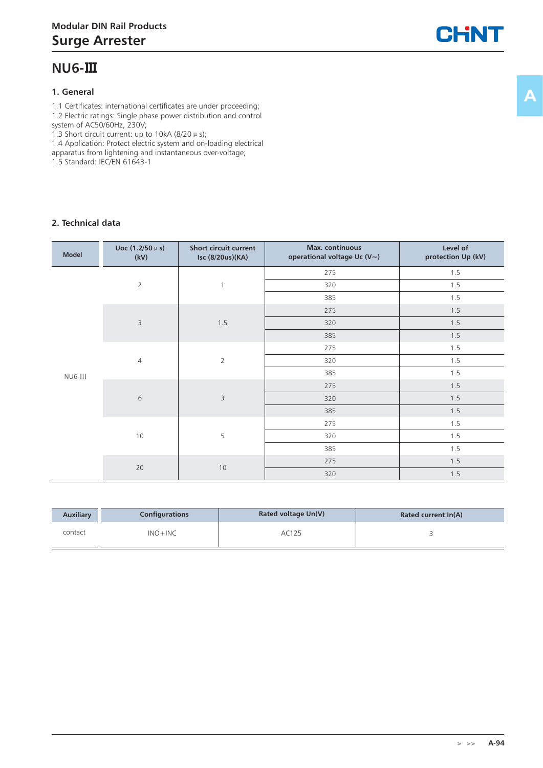# NU6-Ⅲ

## 1. General

1.1 Certificates: international certificates are under proceeding;
1.2 Electric ratings: Single phase power distribution and control system of AC50/60Hz, 230V;
1.3 Short circuit current: up to 10kA (8/20μs);
1.4 Application: Protect electric system and on-loading electrical apparatus from lightening and instantaneous over-voltage;
1.5 Standard: IEC/EN 61643-1

## 2. Technical data

| Model | Uoc (1.2/50μs) (kV) | Short circuit current Isc (8/20us)(KA) | Max. continuous operational voltage Uc (V~) | Level of protection Up (kV) |
|---|---|---|---|---|
| NU6-III | 2 | 1 | 275 | 1.5 |
| | | | 320 | 1.5 |
| | | | 385 | 1.5 |
| | 3 | 1.5 | 275 | 1.5 |
| | | | 320 | 1.5 |
| | | | 385 | 1.5 |
| | 4 | 2 | 275 | 1.5 |
| | | | 320 | 1.5 |
| | | | 385 | 1.5 |
| | 6 | 3 | 275 | 1.5 |
| | | | 320 | 1.5 |
| | | | 385 | 1.5 |
| | 10 | 5 | 275 | 1.5 |
| | | | 320 | 1.5 |
| | | | 385 | 1.5 |
| | 20 | 10 | 275 | 1.5 |
| | | | 320 | 1.5 |

| Auxiliary | Configurations | Rated voltage Un(V) | Rated current In(A) |
|---|---|---|---|
| contact | INO+INC | AC125 | 3 |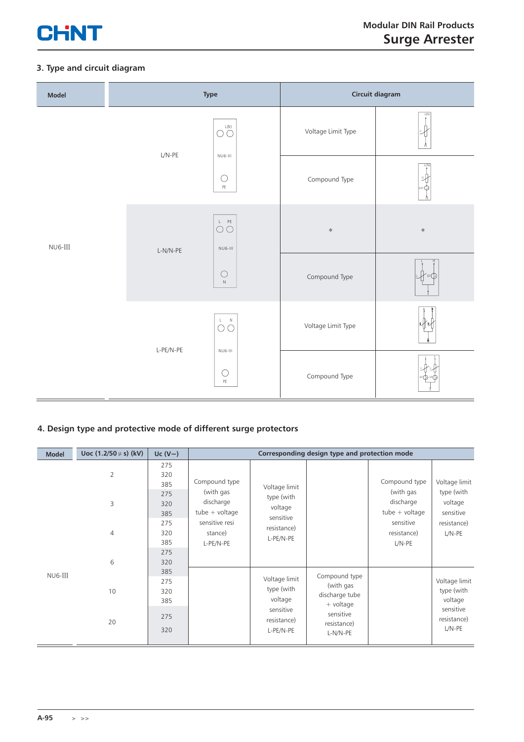## 3. Type and circuit diagram

| Model | Type | | Circuit diagram | |
|---|---|---|---|---|
| NU6-III | L/N-PE | L(N) / NU6-III / PE | Voltage Limit Type | |
| | | | Compound Type | |
| | L-N/N-PE | L PE / NU6-III / N | * | * |
| | | | Compound Type | |
| | L-PE/N-PE | L N / NU6-III / PE | Voltage Limit Type | |
| | | | Compound Type | |

## 4. Design type and protective mode of different surge protectors

| Model | Uoc (1.2/50 μ s) (kV) | Uc (V~) | Corresponding design type and protection mode | | | | |
|---|---|---|---|---|---|---|---|
| NU6-III | 2 | 275 | Compound type (with gas discharge tube + voltage sensitive resi stance) L-PE/N-PE | Voltage limit type (with voltage sensitive resistance) L-PE/N-PE | | Compound type (with gas discharge tube + voltage sensitive resistance) L/N-PE | Voltage limit type (with voltage sensitive resistance) L/N-PE |
| | | 320 | | | | | |
| | | 385 | | | | | |
| | 3 | 275 | | | | | |
| | | 320 | | | | | |
| | | 385 | | | | | |
| | 4 | 275 | | | | | |
| | | 320 | | | | | |
| | | 385 | | | | | |
| | 6 | 275 | | | | | |
| | | 320 | | | | | |
| | | 385 | | | | | |
| | 10 | 275 | | Voltage limit type (with voltage sensitive resistance) L-PE/N-PE | Compound type (with gas discharge tube + voltage sensitive resistance) L-N/N-PE | | Voltage limit type (with voltage sensitive resistance) L/N-PE |
| | | 320 | | | | | |
| | | 385 | | | | | |
| | 20 | 275 | | | | | |
| | | 320 | | | | | |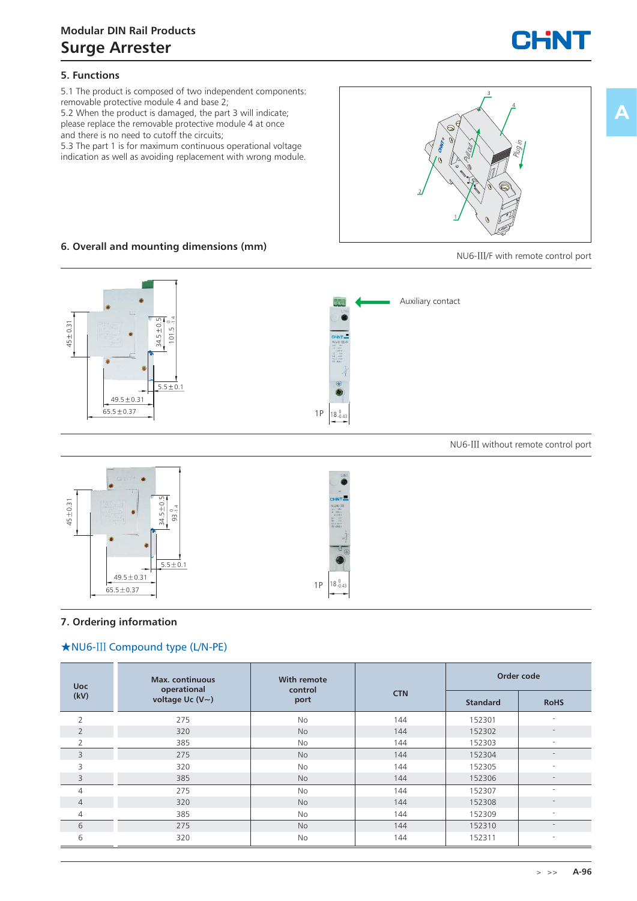## Modular DIN Rail Products

# Surge Arrester

### 5. Functions

5.1 The product is composed of two independent components: removable protective module 4 and base 2;
5.2 When the product is damaged, the part 3 will indicate; please replace the removable protective module 4 at once and there is no need to cutoff the circuits;
5.3 The part 1 is for maximum continuous operational voltage indication as well as avoiding replacement with wrong module.

### 6. Overall and mounting dimensions (mm)

NU6-III/F with remote control port

Auxiliary contact

NU6-III without remote control port

### 7. Ordering information

★NU6-III Compound type (L/N-PE)

| Uoc (kV) | Max. continuous operational voltage Uc (V~) | With remote control port | CTN | Order code | |
|---|---|---|---|---|---|
| | | | | Standard | RoHS |
| 2 | 275 | No | 144 | 152301 | - |
| 2 | 320 | No | 144 | 152302 | - |
| 2 | 385 | No | 144 | 152303 | - |
| 3 | 275 | No | 144 | 152304 | - |
| 3 | 320 | No | 144 | 152305 | - |
| 3 | 385 | No | 144 | 152306 | - |
| 4 | 275 | No | 144 | 152307 | - |
| 4 | 320 | No | 144 | 152308 | - |
| 4 | 385 | No | 144 | 152309 | - |
| 6 | 275 | No | 144 | 152310 | - |
| 6 | 320 | No | 144 | 152311 | - |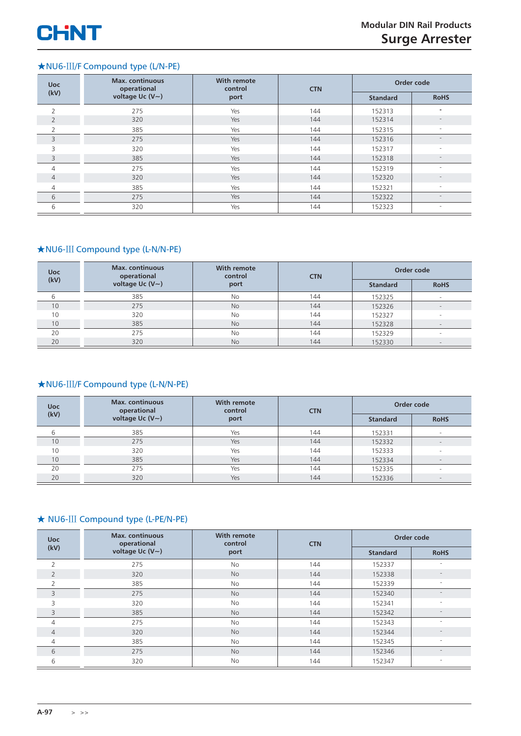### ★NU6-III/F Compound type (L/N-PE)

| Uoc (kV) | Max. continuous operational voltage Uc (V~) | With remote control port | CTN | Order code | |
|---|---|---|---|---|---|
| | | | | Standard | RoHS |
| 2 | 275 | Yes | 144 | 152313 | - |
| 2 | 320 | Yes | 144 | 152314 | - |
| 2 | 385 | Yes | 144 | 152315 | - |
| 3 | 275 | Yes | 144 | 152316 | - |
| 3 | 320 | Yes | 144 | 152317 | - |
| 3 | 385 | Yes | 144 | 152318 | - |
| 4 | 275 | Yes | 144 | 152319 | - |
| 4 | 320 | Yes | 144 | 152320 | - |
| 4 | 385 | Yes | 144 | 152321 | - |
| 6 | 275 | Yes | 144 | 152322 | - |
| 6 | 320 | Yes | 144 | 152323 | - |

### ★NU6-III Compound type (L-N/N-PE)

| Uoc (kV) | Max. continuous operational voltage Uc (V~) | With remote control port | CTN | Order code | |
|---|---|---|---|---|---|
| | | | | Standard | RoHS |
| 6 | 385 | No | 144 | 152325 | - |
| 10 | 275 | No | 144 | 152326 | - |
| 10 | 320 | No | 144 | 152327 | - |
| 10 | 385 | No | 144 | 152328 | - |
| 20 | 275 | No | 144 | 152329 | - |
| 20 | 320 | No | 144 | 152330 | - |

### ★NU6-III/F Compound type (L-N/N-PE)

| Uoc (kV) | Max. continuous operational voltage Uc (V~) | With remote control port | CTN | Order code | |
|---|---|---|---|---|---|
| | | | | Standard | RoHS |
| 6 | 385 | Yes | 144 | 152331 | - |
| 10 | 275 | Yes | 144 | 152332 | - |
| 10 | 320 | Yes | 144 | 152333 | - |
| 10 | 385 | Yes | 144 | 152334 | - |
| 20 | 275 | Yes | 144 | 152335 | - |
| 20 | 320 | Yes | 144 | 152336 | - |

### ★ NU6-III Compound type (L-PE/N-PE)

| Uoc (kV) | Max. continuous operational voltage Uc (V~) | With remote control port | CTN | Order code | |
|---|---|---|---|---|---|
| | | | | Standard | RoHS |
| 2 | 275 | No | 144 | 152337 | - |
| 2 | 320 | No | 144 | 152338 | - |
| 2 | 385 | No | 144 | 152339 | - |
| 3 | 275 | No | 144 | 152340 | - |
| 3 | 320 | No | 144 | 152341 | - |
| 3 | 385 | No | 144 | 152342 | - |
| 4 | 275 | No | 144 | 152343 | - |
| 4 | 320 | No | 144 | 152344 | - |
| 4 | 385 | No | 144 | 152345 | - |
| 6 | 275 | No | 144 | 152346 | - |
| 6 | 320 | No | 144 | 152347 | - |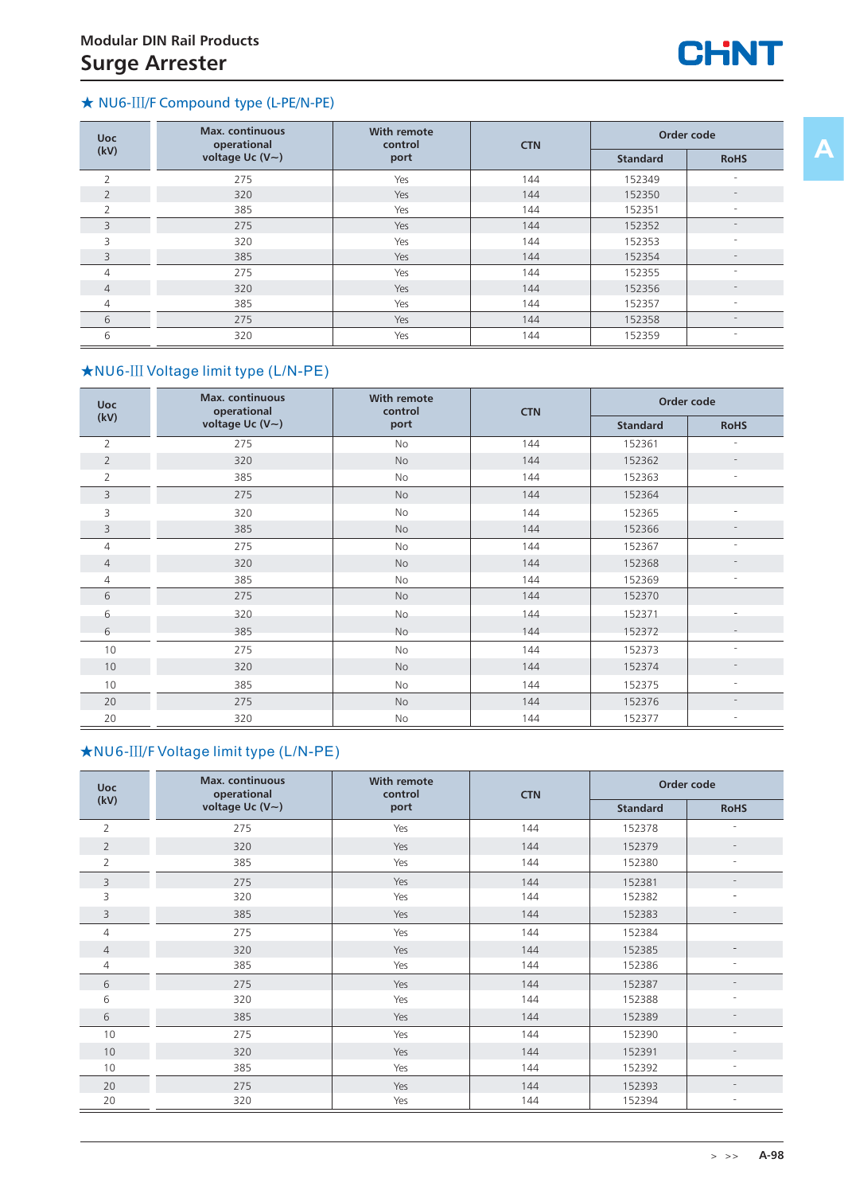## Modular DIN Rail Products
# Surge Arrester

### ★ NU6-Ⅲ/F Compound type (L-PE/N-PE)

| Uoc (kV) | Max. continuous operational voltage Uc (V~) | With remote control port | CTN | Order code | |
|---|---|---|---|---|---|
| | | | | Standard | RoHS |
| 2 | 275 | Yes | 144 | 152349 | - |
| 2 | 320 | Yes | 144 | 152350 | - |
| 2 | 385 | Yes | 144 | 152351 | - |
| 3 | 275 | Yes | 144 | 152352 | - |
| 3 | 320 | Yes | 144 | 152353 | - |
| 3 | 385 | Yes | 144 | 152354 | - |
| 4 | 275 | Yes | 144 | 152355 | - |
| 4 | 320 | Yes | 144 | 152356 | - |
| 4 | 385 | Yes | 144 | 152357 | - |
| 6 | 275 | Yes | 144 | 152358 | - |
| 6 | 320 | Yes | 144 | 152359 | - |

### ★NU6-Ⅲ Voltage limit type (L/N-PE)

| Uoc (kV) | Max. continuous operational voltage Uc (V~) | With remote control port | CTN | Order code | |
|---|---|---|---|---|---|
| | | | | Standard | RoHS |
| 2 | 275 | No | 144 | 152361 | - |
| 2 | 320 | No | 144 | 152362 | - |
| 2 | 385 | No | 144 | 152363 | - |
| 3 | 275 | No | 144 | 152364 | |
| 3 | 320 | No | 144 | 152365 | - |
| 3 | 385 | No | 144 | 152366 | - |
| 4 | 275 | No | 144 | 152367 | - |
| 4 | 320 | No | 144 | 152368 | - |
| 4 | 385 | No | 144 | 152369 | - |
| 6 | 275 | No | 144 | 152370 | |
| 6 | 320 | No | 144 | 152371 | - |
| 6 | 385 | No | 144 | 152372 | - |
| 10 | 275 | No | 144 | 152373 | - |
| 10 | 320 | No | 144 | 152374 | - |
| 10 | 385 | No | 144 | 152375 | - |
| 20 | 275 | No | 144 | 152376 | - |
| 20 | 320 | No | 144 | 152377 | - |

### ★NU6-Ⅲ/F Voltage limit type (L/N-PE)

| Uoc (kV) | Max. continuous operational voltage Uc (V~) | With remote control port | CTN | Order code | |
|---|---|---|---|---|---|
| | | | | Standard | RoHS |
| 2 | 275 | Yes | 144 | 152378 | - |
| 2 | 320 | Yes | 144 | 152379 | - |
| 2 | 385 | Yes | 144 | 152380 | - |
| 3 | 275 | Yes | 144 | 152381 | - |
| 3 | 320 | Yes | 144 | 152382 | - |
| 3 | 385 | Yes | 144 | 152383 | - |
| 4 | 275 | Yes | 144 | 152384 | |
| 4 | 320 | Yes | 144 | 152385 | - |
| 4 | 385 | Yes | 144 | 152386 | - |
| 6 | 275 | Yes | 144 | 152387 | - |
| 6 | 320 | Yes | 144 | 152388 | - |
| 6 | 385 | Yes | 144 | 152389 | - |
| 10 | 275 | Yes | 144 | 152390 | - |
| 10 | 320 | Yes | 144 | 152391 | - |
| 10 | 385 | Yes | 144 | 152392 | - |
| 20 | 275 | Yes | 144 | 152393 | - |
| 20 | 320 | Yes | 144 | 152394 | - |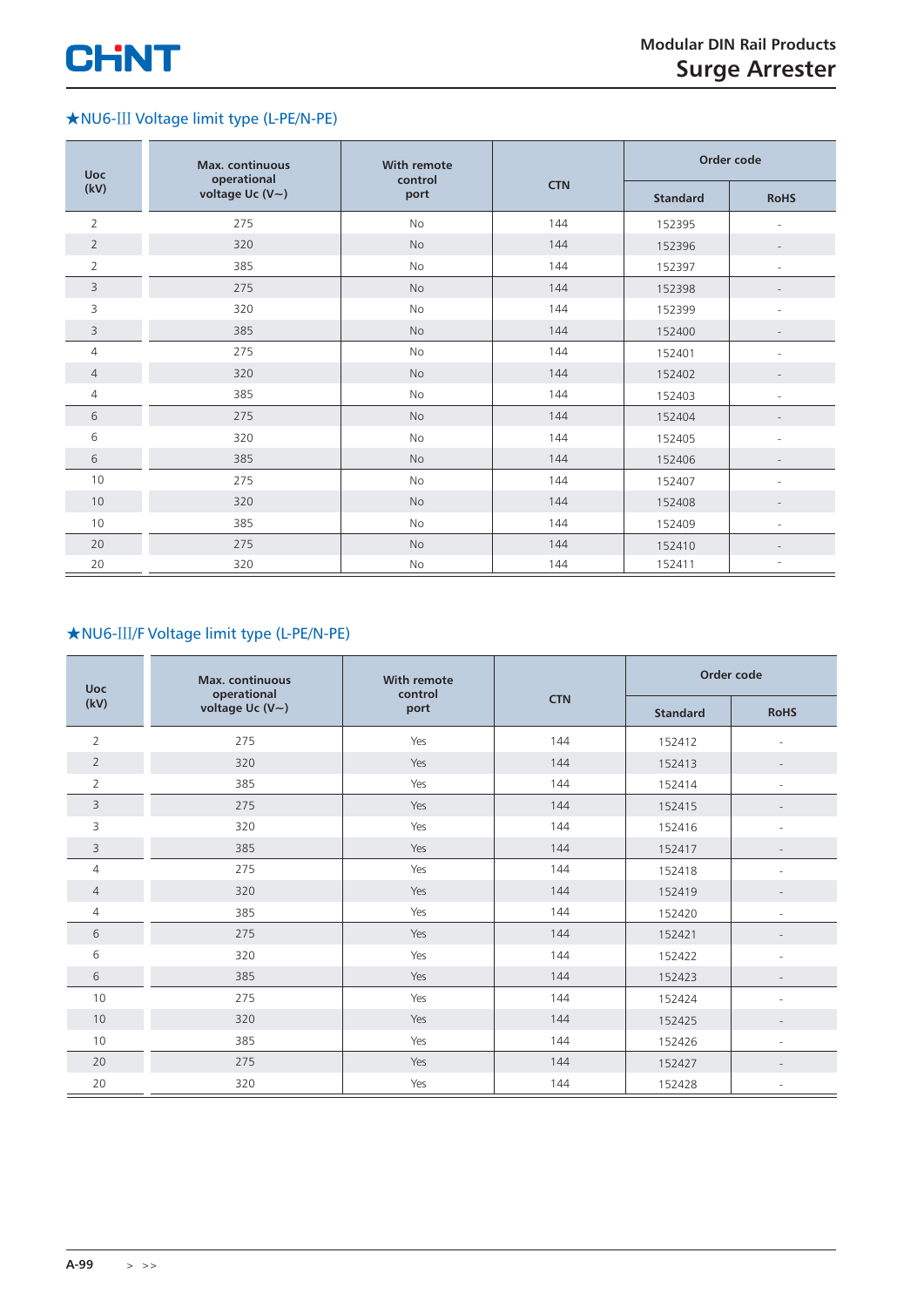## ★NU6-Ⅲ Voltage limit type (L-PE/N-PE)

| Uoc (kV) | Max. continuous operational voltage Uc (V~) | With remote control port | CTN | Order code | |
|---|---|---|---|---|---|
| | | | | Standard | RoHS |
| 2 | 275 | No | 144 | 152395 | - |
| 2 | 320 | No | 144 | 152396 | - |
| 2 | 385 | No | 144 | 152397 | - |
| 3 | 275 | No | 144 | 152398 | - |
| 3 | 320 | No | 144 | 152399 | - |
| 3 | 385 | No | 144 | 152400 | - |
| 4 | 275 | No | 144 | 152401 | - |
| 4 | 320 | No | 144 | 152402 | - |
| 4 | 385 | No | 144 | 152403 | - |
| 6 | 275 | No | 144 | 152404 | - |
| 6 | 320 | No | 144 | 152405 | - |
| 6 | 385 | No | 144 | 152406 | - |
| 10 | 275 | No | 144 | 152407 | - |
| 10 | 320 | No | 144 | 152408 | - |
| 10 | 385 | No | 144 | 152409 | - |
| 20 | 275 | No | 144 | 152410 | - |
| 20 | 320 | No | 144 | 152411 | - |

## ★NU6-Ⅲ/F Voltage limit type (L-PE/N-PE)

| Uoc (kV) | Max. continuous operational voltage Uc (V~) | With remote control port | CTN | Order code | |
|---|---|---|---|---|---|
| | | | | Standard | RoHS |
| 2 | 275 | Yes | 144 | 152412 | - |
| 2 | 320 | Yes | 144 | 152413 | - |
| 2 | 385 | Yes | 144 | 152414 | - |
| 3 | 275 | Yes | 144 | 152415 | - |
| 3 | 320 | Yes | 144 | 152416 | - |
| 3 | 385 | Yes | 144 | 152417 | - |
| 4 | 275 | Yes | 144 | 152418 | - |
| 4 | 320 | Yes | 144 | 152419 | - |
| 4 | 385 | Yes | 144 | 152420 | - |
| 6 | 275 | Yes | 144 | 152421 | - |
| 6 | 320 | Yes | 144 | 152422 | - |
| 6 | 385 | Yes | 144 | 152423 | - |
| 10 | 275 | Yes | 144 | 152424 | - |
| 10 | 320 | Yes | 144 | 152425 | - |
| 10 | 385 | Yes | 144 | 152426 | - |
| 20 | 275 | Yes | 144 | 152427 | - |
| 20 | 320 | Yes | 144 | 152428 | - |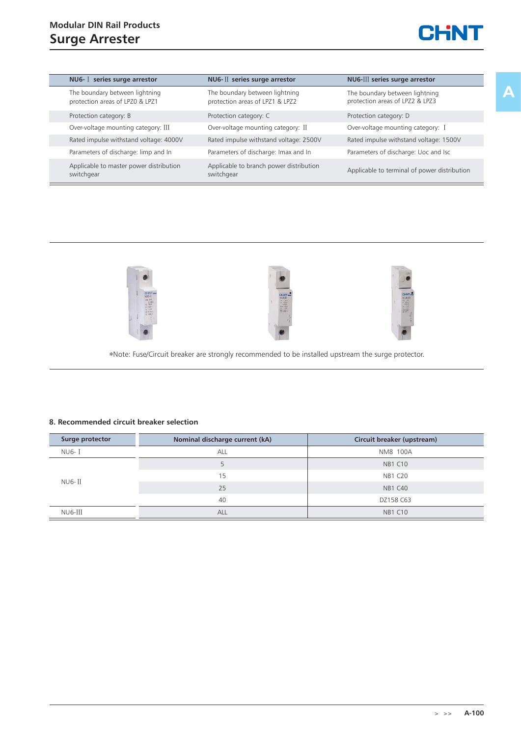| NU6-Ⅰ series surge arrestor | NU6-Ⅱ series surge arrestor | NU6-Ⅲ series surge arrestor |
| --- | --- | --- |
| The boundary between lightning protection areas of LPZ0 & LPZ1 | The boundary between lightning protection areas of LPZ1 & LPZ2 | The boundary between lightning protection areas of LPZ2 & LPZ3 |
| Protection category: B | Protection category: C | Protection category: D |
| Over-voltage mounting category: Ⅲ | Over-voltage mounting category: Ⅱ | Over-voltage mounting category: Ⅰ |
| Rated impulse withstand voltage: 4000V | Rated impulse withstand voltage: 2500V | Rated impulse withstand voltage: 1500V |
| Parameters of discharge: limp and In | Parameters of discharge: Imax and In | Parameters of discharge: Uoc and Isc |
| Applicable to master power distribution switchgear | Applicable to branch power distribution switchgear | Applicable to terminal of power distribution |

*Note: Fuse/Circuit breaker are strongly recommended to be installed upstream the surge protector.

### 8. Recommended circuit breaker selection

| Surge protector | Nominal discharge current (kA) | Circuit breaker (upstream) |
| --- | --- | --- |
| NU6-Ⅰ | ALL | NM8 100A |
| NU6-Ⅱ | 5 | NB1 C10 |
| | 15 | NB1 C20 |
| | 25 | NB1 C40 |
| | 40 | DZ158 C63 |
| NU6-Ⅲ | ALL | NB1 C10 |